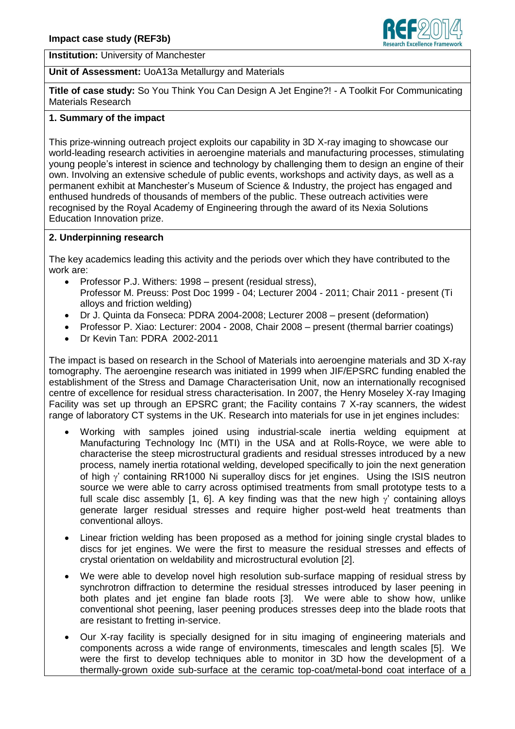**Impact case study (REF3b)**

**Institution:** University of Manchester

**Unit of Assessment:** UoA13a Metallurgy and Materials

**Title of case study:** So You Think You Can Design A Jet Engine?! - A Toolkit For Communicating Materials Research

## 1. Summary of the impact

This prize-winning outreach project exploits our capability in 3D X-ray imaging to showcase our world-leading research activities in aeroengine materials and manufacturing processes, stimulating young people's interest in science and technology by challenging them to design an engine of their own. Involving an extensive schedule of public events, workshops and activity days, as well as a permanent exhibit at Manchester's Museum of Science & Industry, the project has engaged and enthused hundreds of thousands of members of the public. These outreach activities were recognised by the Royal Academy of Engineering through the award of its Nexia Solutions Education Innovation prize.

## 2. Underpinning research

The key academics leading this activity and the periods over which they have contributed to the work are:

- Professor P.J. Withers: 1998 – present (residual stress), Professor M. Preuss: Post Doc 1999 - 04; Lecturer 2004 - 2011; Chair 2011 - present (Ti alloys and friction welding)
- Dr J. Quinta da Fonseca: PDRA 2004-2008; Lecturer 2008 – present (deformation)
- Professor P. Xiao: Lecturer: 2004 - 2008, Chair 2008 – present (thermal barrier coatings)
- Dr Kevin Tan: PDRA 2002-2011

The impact is based on research in the School of Materials into aeroengine materials and 3D X-ray tomography. The aeroengine research was initiated in 1999 when JIF/EPSRC funding enabled the establishment of the Stress and Damage Characterisation Unit, now an internationally recognised centre of excellence for residual stress characterisation. In 2007, the Henry Moseley X-ray Imaging Facility was set up through an EPSRC grant; the Facility contains 7 X-ray scanners, the widest range of laboratory CT systems in the UK. Research into materials for use in jet engines includes:

- Working with samples joined using industrial-scale inertia welding equipment at Manufacturing Technology Inc (MTI) in the USA and at Rolls-Royce, we were able to characterise the steep microstructural gradients and residual stresses introduced by a new process, namely inertia rotational welding, developed specifically to join the next generation of high $\gamma'$ containing RR1000 Ni superalloy discs for jet engines. Using the ISIS neutron source we were able to carry across optimised treatments from small prototype tests to a full scale disc assembly [1, 6]. A key finding was that the new high $\gamma'$ containing alloys generate larger residual stresses and require higher post-weld heat treatments than conventional alloys.
- Linear friction welding has been proposed as a method for joining single crystal blades to discs for jet engines. We were the first to measure the residual stresses and effects of crystal orientation on weldability and microstructural evolution [2].
- We were able to develop novel high resolution sub-surface mapping of residual stress by synchrotron diffraction to determine the residual stresses introduced by laser peening in both plates and jet engine fan blade roots [3]. We were able to show how, unlike conventional shot peening, laser peening produces stresses deep into the blade roots that are resistant to fretting in-service.
- Our X-ray facility is specially designed for in situ imaging of engineering materials and components across a wide range of environments, timescales and length scales [5]. We were the first to develop techniques able to monitor in 3D how the development of a thermally-grown oxide sub-surface at the ceramic top-coat/metal-bond coat interface of a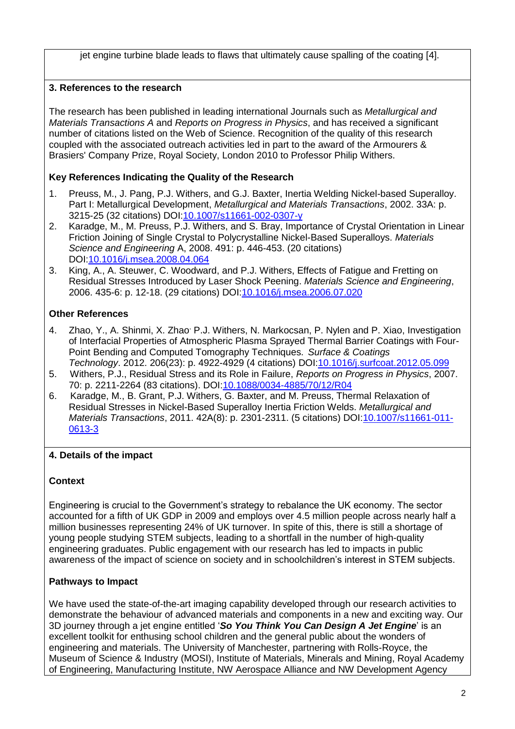jet engine turbine blade leads to flaws that ultimately cause spalling of the coating [4].

### 3. References to the research

The research has been published in leading international Journals such as *Metallurgical and Materials Transactions A* and *Reports on Progress in Physics*, and has received a significant number of citations listed on the Web of Science. Recognition of the quality of this research coupled with the associated outreach activities led in part to the award of the Armourers & Brasiers' Company Prize, Royal Society, London 2010 to Professor Philip Withers.

#### Key References Indicating the Quality of the Research

1. Preuss, M., J. Pang, P.J. Withers, and G.J. Baxter, Inertia Welding Nickel-based Superalloy. Part I: Metallurgical Development, *Metallurgical and Materials Transactions*, 2002. 33A: p. 3215-25 (32 citations) DOI:10.1007/s11661-002-0307-y
2. Karadge, M., M. Preuss, P.J. Withers, and S. Bray, Importance of Crystal Orientation in Linear Friction Joining of Single Crystal to Polycrystalline Nickel-Based Superalloys. *Materials Science and Engineering* A, 2008. 491: p. 446-453. (20 citations) DOI:10.1016/j.msea.2008.04.064
3. King, A., A. Steuwer, C. Woodward, and P.J. Withers, Effects of Fatigue and Fretting on Residual Stresses Introduced by Laser Shock Peening. *Materials Science and Engineering*, 2006. 435-6: p. 12-18. (29 citations) DOI:10.1016/j.msea.2006.07.020

#### Other References

4. Zhao, Y., A. Shinmi, X. Zhao, P.J. Withers, N. Markocsan, P. Nylen and P. Xiao, Investigation of Interfacial Properties of Atmospheric Plasma Sprayed Thermal Barrier Coatings with Four-Point Bending and Computed Tomography Techniques. *Surface & Coatings Technology*. 2012. 206(23): p. 4922-4929 (4 citations) DOI:10.1016/j.surfcoat.2012.05.099
5. Withers, P.J., Residual Stress and its Role in Failure, *Reports on Progress in Physics*, 2007. 70: p. 2211-2264 (83 citations). DOI:10.1088/0034-4885/70/12/R04
6. Karadge, M., B. Grant, P.J. Withers, G. Baxter, and M. Preuss, Thermal Relaxation of Residual Stresses in Nickel-Based Superalloy Inertia Friction Welds. *Metallurgical and Materials Transactions*, 2011. 42A(8): p. 2301-2311. (5 citations) DOI:10.1007/s11661-011-0613-3

### 4. Details of the impact

#### Context

Engineering is crucial to the Government's strategy to rebalance the UK economy. The sector accounted for a fifth of UK GDP in 2009 and employs over 4.5 million people across nearly half a million businesses representing 24% of UK turnover. In spite of this, there is still a shortage of young people studying STEM subjects, leading to a shortfall in the number of high-quality engineering graduates. Public engagement with our research has led to impacts in public awareness of the impact of science on society and in schoolchildren's interest in STEM subjects.

#### Pathways to Impact

We have used the state-of-the-art imaging capability developed through our research activities to demonstrate the behaviour of advanced materials and components in a new and exciting way. Our 3D journey through a jet engine entitled '***So You Think You Can Design A Jet Engine***' is an excellent toolkit for enthusing school children and the general public about the wonders of engineering and materials. The University of Manchester, partnering with Rolls-Royce, the Museum of Science & Industry (MOSI), Institute of Materials, Minerals and Mining, Royal Academy of Engineering, Manufacturing Institute, NW Aerospace Alliance and NW Development Agency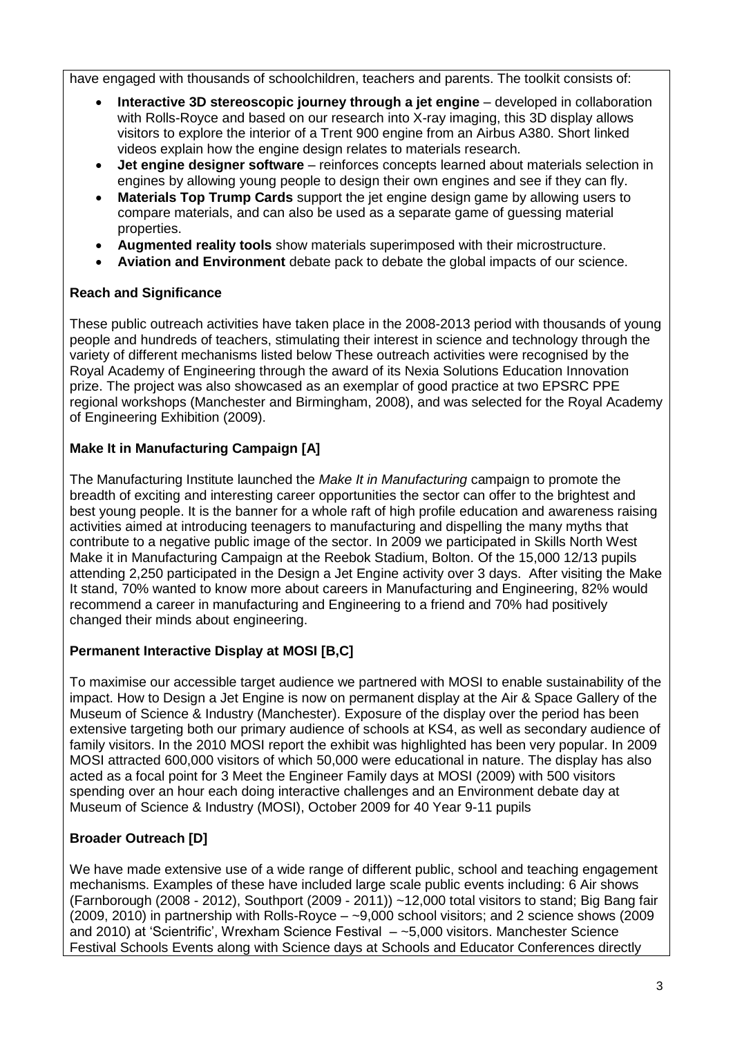have engaged with thousands of schoolchildren, teachers and parents. The toolkit consists of:

- **Interactive 3D stereoscopic journey through a jet engine** – developed in collaboration with Rolls-Royce and based on our research into X-ray imaging, this 3D display allows visitors to explore the interior of a Trent 900 engine from an Airbus A380. Short linked videos explain how the engine design relates to materials research.
- **Jet engine designer software** – reinforces concepts learned about materials selection in engines by allowing young people to design their own engines and see if they can fly.
- **Materials Top Trump Cards** support the jet engine design game by allowing users to compare materials, and can also be used as a separate game of guessing material properties.
- **Augmented reality tools** show materials superimposed with their microstructure.
- **Aviation and Environment** debate pack to debate the global impacts of our science.

**Reach and Significance**

These public outreach activities have taken place in the 2008-2013 period with thousands of young people and hundreds of teachers, stimulating their interest in science and technology through the variety of different mechanisms listed below These outreach activities were recognised by the Royal Academy of Engineering through the award of its Nexia Solutions Education Innovation prize. The project was also showcased as an exemplar of good practice at two EPSRC PPE regional workshops (Manchester and Birmingham, 2008), and was selected for the Royal Academy of Engineering Exhibition (2009).

**Make It in Manufacturing Campaign [A]**

The Manufacturing Institute launched the *Make It in Manufacturing* campaign to promote the breadth of exciting and interesting career opportunities the sector can offer to the brightest and best young people. It is the banner for a whole raft of high profile education and awareness raising activities aimed at introducing teenagers to manufacturing and dispelling the many myths that contribute to a negative public image of the sector. In 2009 we participated in Skills North West Make it in Manufacturing Campaign at the Reebok Stadium, Bolton. Of the 15,000 12/13 pupils attending 2,250 participated in the Design a Jet Engine activity over 3 days. After visiting the Make It stand, 70% wanted to know more about careers in Manufacturing and Engineering, 82% would recommend a career in manufacturing and Engineering to a friend and 70% had positively changed their minds about engineering.

**Permanent Interactive Display at MOSI [B,C]**

To maximise our accessible target audience we partnered with MOSI to enable sustainability of the impact. How to Design a Jet Engine is now on permanent display at the Air & Space Gallery of the Museum of Science & Industry (Manchester). Exposure of the display over the period has been extensive targeting both our primary audience of schools at KS4, as well as secondary audience of family visitors. In the 2010 MOSI report the exhibit was highlighted has been very popular. In 2009 MOSI attracted 600,000 visitors of which 50,000 were educational in nature. The display has also acted as a focal point for 3 Meet the Engineer Family days at MOSI (2009) with 500 visitors spending over an hour each doing interactive challenges and an Environment debate day at Museum of Science & Industry (MOSI), October 2009 for 40 Year 9-11 pupils

**Broader Outreach [D]**

We have made extensive use of a wide range of different public, school and teaching engagement mechanisms. Examples of these have included large scale public events including: 6 Air shows (Farnborough (2008 - 2012), Southport (2009 - 2011)) ~12,000 total visitors to stand; Big Bang fair (2009, 2010) in partnership with Rolls-Royce – ~9,000 school visitors; and 2 science shows (2009 and 2010) at 'Scientrific', Wrexham Science Festival – ~5,000 visitors. Manchester Science Festival Schools Events along with Science days at Schools and Educator Conferences directly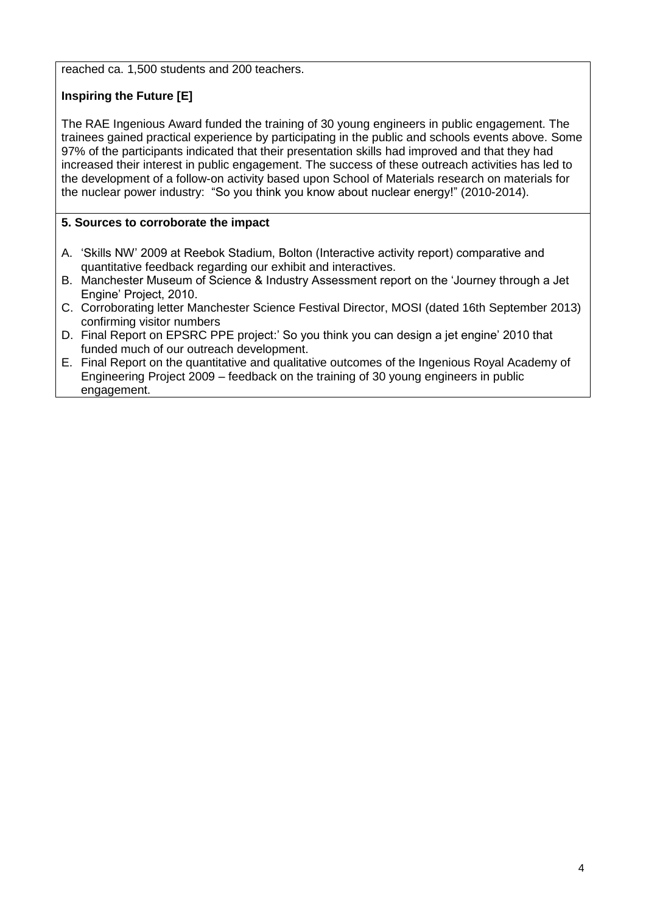reached ca. 1,500 students and 200 teachers.

**Inspiring the Future [E]**

The RAE Ingenious Award funded the training of 30 young engineers in public engagement. The trainees gained practical experience by participating in the public and schools events above. Some 97% of the participants indicated that their presentation skills had improved and that they had increased their interest in public engagement. The success of these outreach activities has led to the development of a follow-on activity based upon School of Materials research on materials for the nuclear power industry: "So you think you know about nuclear energy!" (2010-2014).

**5. Sources to corroborate the impact**

A. 'Skills NW' 2009 at Reebok Stadium, Bolton (Interactive activity report) comparative and quantitative feedback regarding our exhibit and interactives.
B. Manchester Museum of Science & Industry Assessment report on the 'Journey through a Jet Engine' Project, 2010.
C. Corroborating letter Manchester Science Festival Director, MOSI (dated 16th September 2013) confirming visitor numbers
D. Final Report on EPSRC PPE project:' So you think you can design a jet engine' 2010 that funded much of our outreach development.
E. Final Report on the quantitative and qualitative outcomes of the Ingenious Royal Academy of Engineering Project 2009 – feedback on the training of 30 young engineers in public engagement.